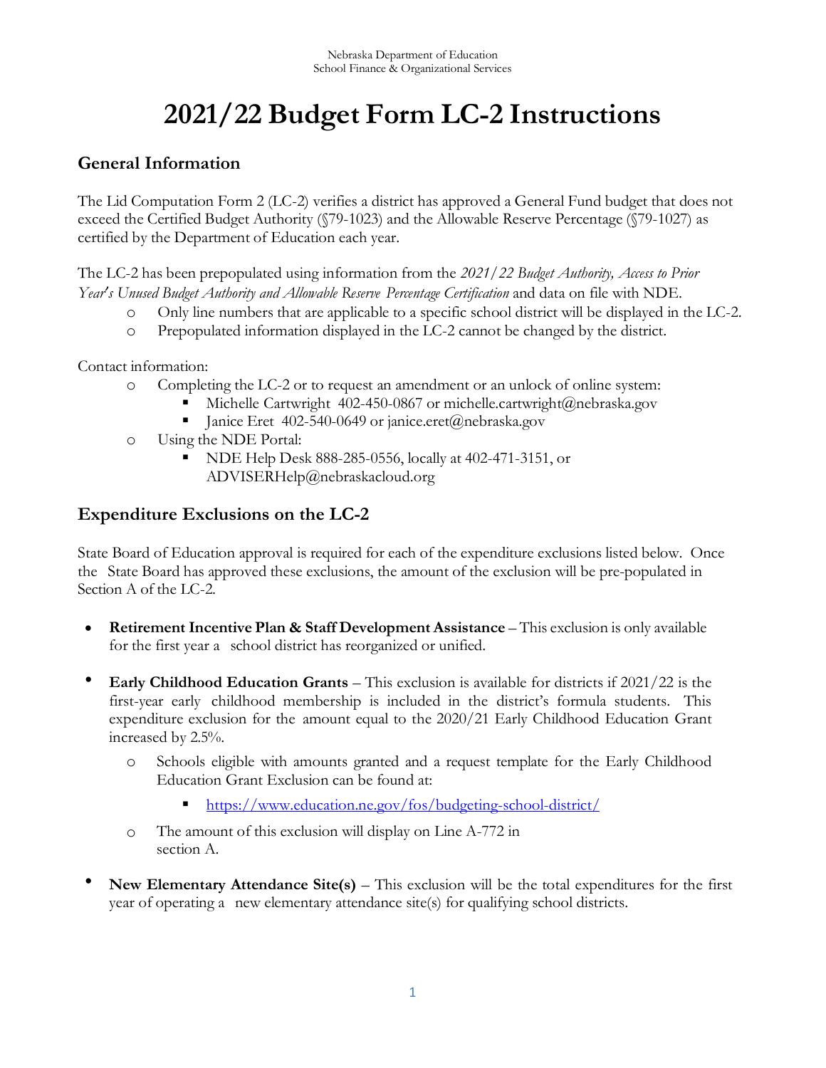Nebraska Department of Education
School Finance & Organizational Services

# 2021/22 Budget Form LC-2 Instructions

## General Information

The Lid Computation Form 2 (LC-2) verifies a district has approved a General Fund budget that does not exceed the Certified Budget Authority (§79-1023) and the Allowable Reserve Percentage (§79-1027) as certified by the Department of Education each year.

The LC-2 has been prepopulated using information from the *2021/22 Budget Authority, Access to Prior Year's Unused Budget Authority and Allowable Reserve Percentage Certification* and data on file with NDE.

- Only line numbers that are applicable to a specific school district will be displayed in the LC-2.
- Prepopulated information displayed in the LC-2 cannot be changed by the district.

Contact information:

- Completing the LC-2 or to request an amendment or an unlock of online system:
  - Michelle Cartwright 402-450-0867 or michelle.cartwright@nebraska.gov
  - Janice Eret 402-540-0649 or janice.eret@nebraska.gov
- Using the NDE Portal:
  - NDE Help Desk 888-285-0556, locally at 402-471-3151, or ADVISERHelp@nebraskacloud.org

## Expenditure Exclusions on the LC-2

State Board of Education approval is required for each of the expenditure exclusions listed below. Once the State Board has approved these exclusions, the amount of the exclusion will be pre-populated in Section A of the LC-2.

- **Retirement Incentive Plan & Staff Development Assistance** – This exclusion is only available for the first year a school district has reorganized or unified.
- **Early Childhood Education Grants** – This exclusion is available for districts if 2021/22 is the first-year early childhood membership is included in the district's formula students. This expenditure exclusion for the amount equal to the 2020/21 Early Childhood Education Grant increased by 2.5%.
  - Schools eligible with amounts granted and a request template for the Early Childhood Education Grant Exclusion can be found at:
    - https://www.education.ne.gov/fos/budgeting-school-district/
  - The amount of this exclusion will display on Line A-772 in section A.
- **New Elementary Attendance Site(s)** – This exclusion will be the total expenditures for the first year of operating a new elementary attendance site(s) for qualifying school districts.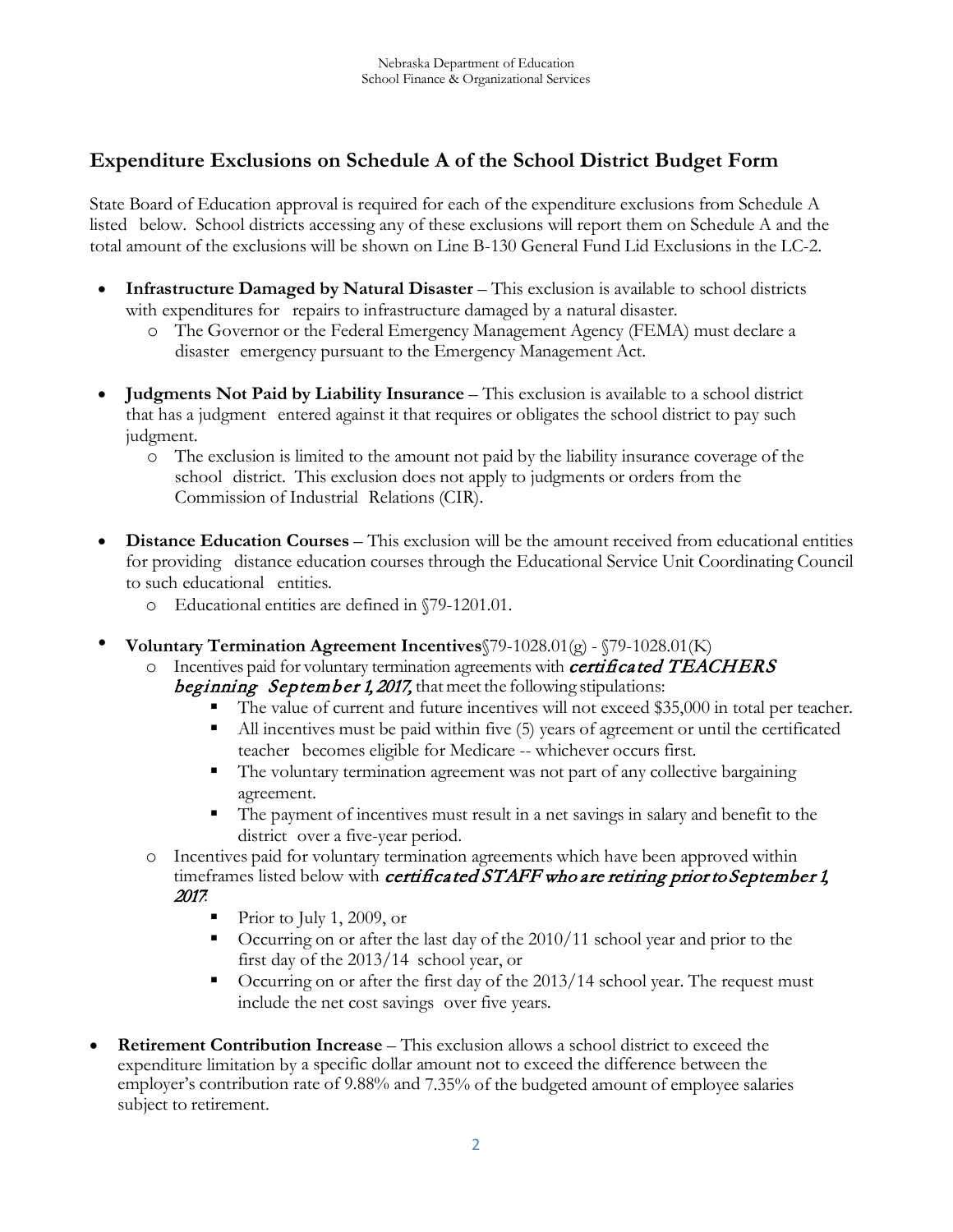## Expenditure Exclusions on Schedule A of the School District Budget Form

State Board of Education approval is required for each of the expenditure exclusions from Schedule A listed below. School districts accessing any of these exclusions will report them on Schedule A and the total amount of the exclusions will be shown on Line B-130 General Fund Lid Exclusions in the LC-2.

- **Infrastructure Damaged by Natural Disaster** – This exclusion is available to school districts with expenditures for repairs to infrastructure damaged by a natural disaster.
  - The Governor or the Federal Emergency Management Agency (FEMA) must declare a disaster emergency pursuant to the Emergency Management Act.

- **Judgments Not Paid by Liability Insurance** – This exclusion is available to a school district that has a judgment entered against it that requires or obligates the school district to pay such judgment.
  - The exclusion is limited to the amount not paid by the liability insurance coverage of the school district. This exclusion does not apply to judgments or orders from the Commission of Industrial Relations (CIR).

- **Distance Education Courses** – This exclusion will be the amount received from educational entities for providing distance education courses through the Educational Service Unit Coordinating Council to such educational entities.
  - Educational entities are defined in §79-1201.01.

- **Voluntary Termination Agreement Incentives**§79-1028.01(g) - §79-1028.01(K)
  - Incentives paid for voluntary termination agreements with ***certificated TEACHERS beginning September 1, 2017,*** that meet the following stipulations:
    - The value of current and future incentives will not exceed $35,000 in total per teacher.
    - All incentives must be paid within five (5) years of agreement or until the certificated teacher becomes eligible for Medicare -- whichever occurs first.
    - The voluntary termination agreement was not part of any collective bargaining agreement.
    - The payment of incentives must result in a net savings in salary and benefit to the district over a five-year period.
  - Incentives paid for voluntary termination agreements which have been approved within timeframes listed below with ***certificated STAFF who are retiring prior to September 1, 2017:***
    - Prior to July 1, 2009, or
    - Occurring on or after the last day of the 2010/11 school year and prior to the first day of the 2013/14 school year, or
    - Occurring on or after the first day of the 2013/14 school year. The request must include the net cost savings over five years.

- **Retirement Contribution Increase** – This exclusion allows a school district to exceed the expenditure limitation by a specific dollar amount not to exceed the difference between the employer's contribution rate of 9.88% and 7.35% of the budgeted amount of employee salaries subject to retirement.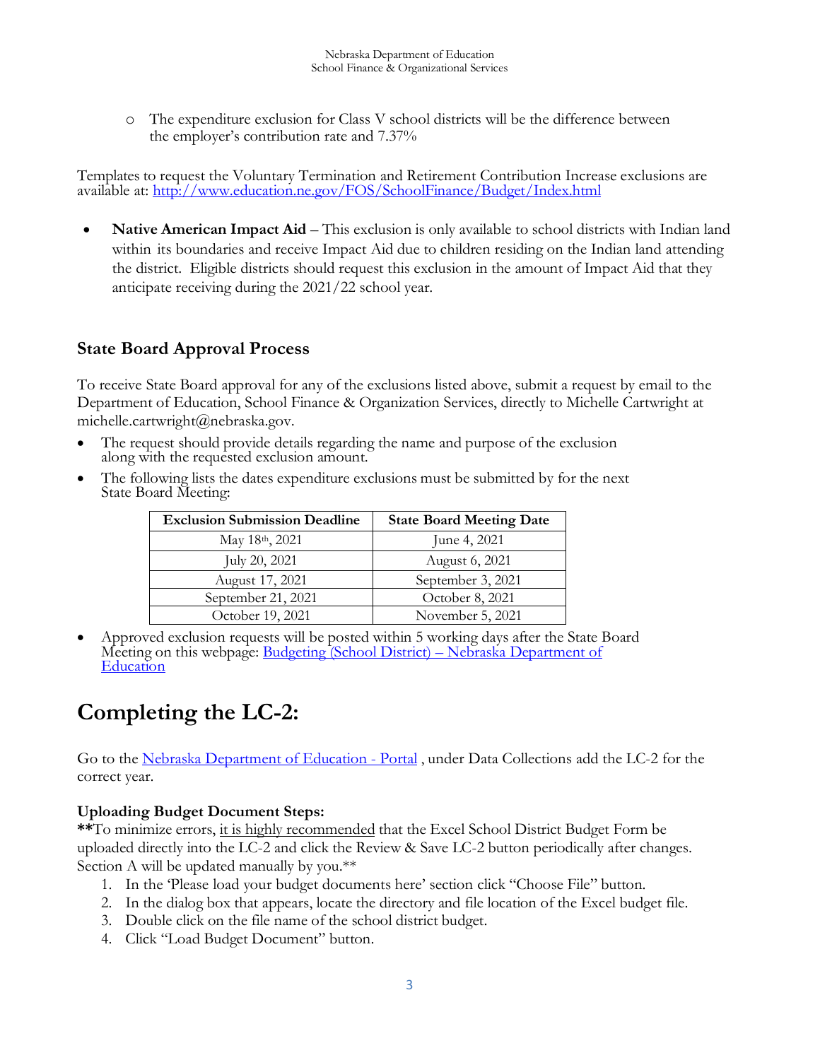- The expenditure exclusion for Class V school districts will be the difference between the employer's contribution rate and 7.37%

Templates to request the Voluntary Termination and Retirement Contribution Increase exclusions are available at: [http://www.education.ne.gov/FOS/SchoolFinance/Budget/Index.html](http://www.education.ne.gov/FOS/SchoolFinance/Budget/Index.html)

- **Native American Impact Aid** – This exclusion is only available to school districts with Indian land within its boundaries and receive Impact Aid due to children residing on the Indian land attending the district. Eligible districts should request this exclusion in the amount of Impact Aid that they anticipate receiving during the 2021/22 school year.

### State Board Approval Process

To receive State Board approval for any of the exclusions listed above, submit a request by email to the Department of Education, School Finance & Organization Services, directly to Michelle Cartwright at michelle.cartwright@nebraska.gov.

- The request should provide details regarding the name and purpose of the exclusion along with the requested exclusion amount.
- The following lists the dates expenditure exclusions must be submitted by for the next State Board Meeting:

| Exclusion Submission Deadline | State Board Meeting Date |
|---|---|
| May 18th, 2021 | June 4, 2021 |
| July 20, 2021 | August 6, 2021 |
| August 17, 2021 | September 3, 2021 |
| September 21, 2021 | October 8, 2021 |
| October 19, 2021 | November 5, 2021 |

- Approved exclusion requests will be posted within 5 working days after the State Board Meeting on this webpage: Budgeting (School District) – Nebraska Department of Education

# Completing the LC-2:

Go to the Nebraska Department of Education - Portal , under Data Collections add the LC-2 for the correct year.

### Uploading Budget Document Steps:

**To minimize errors, <u>it is highly recommended</u> that the Excel School District Budget Form be uploaded directly into the LC-2 and click the Review & Save LC-2 button periodically after changes. Section A will be updated manually by you.**

1. In the 'Please load your budget documents here' section click "Choose File" button.
2. In the dialog box that appears, locate the directory and file location of the Excel budget file.
3. Double click on the file name of the school district budget.
4. Click "Load Budget Document" button.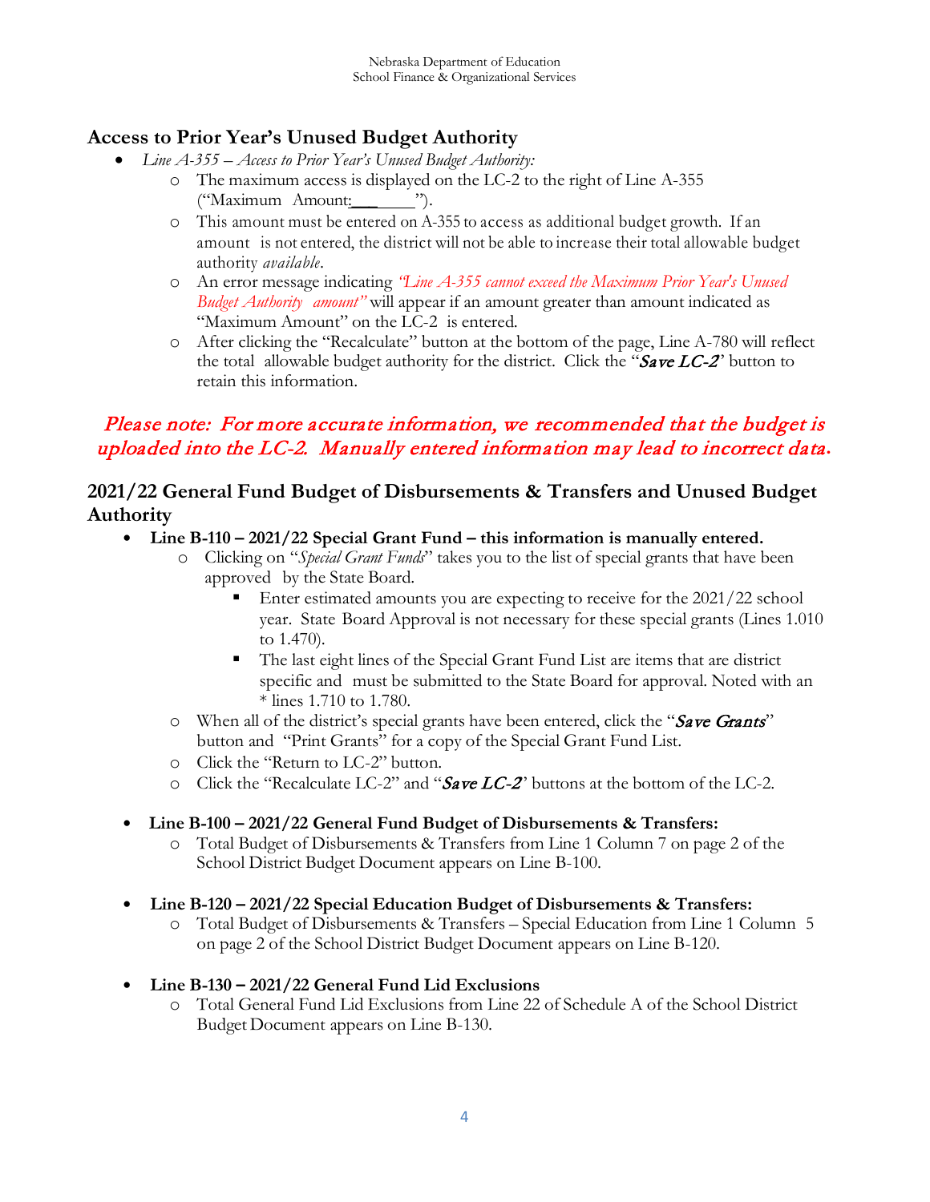## Access to Prior Year's Unused Budget Authority

- *Line A-355 – Access to Prior Year's Unused Budget Authority:*
  - The maximum access is displayed on the LC-2 to the right of Line A-355 ("Maximum Amount:________").
  - This amount must be entered on A-355 to access as additional budget growth. If an amount is not entered, the district will not be able to increase their total allowable budget authority *available*.
  - An error message indicating *"Line A-355 cannot exceed the Maximum Prior Year's Unused Budget Authority amount"* will appear if an amount greater than amount indicated as "Maximum Amount" on the LC-2 is entered.
  - After clicking the "Recalculate" button at the bottom of the page, Line A-780 will reflect the total allowable budget authority for the district. Click the "***Save LC-2***" button to retain this information.

*Please note: For more accurate information, we recommended that the budget is uploaded into the LC-2. Manually entered information may lead to incorrect data.*

## 2021/22 General Fund Budget of Disbursements & Transfers and Unused Budget Authority

- **Line B-110 – 2021/22 Special Grant Fund – this information is manually entered.**
  - Clicking on "*Special Grant Funds*" takes you to the list of special grants that have been approved by the State Board.
    - Enter estimated amounts you are expecting to receive for the 2021/22 school year. State Board Approval is not necessary for these special grants (Lines 1.010 to 1.470).
    - The last eight lines of the Special Grant Fund List are items that are district specific and must be submitted to the State Board for approval. Noted with an * lines 1.710 to 1.780.
  - When all of the district's special grants have been entered, click the "***Save Grants***" button and "Print Grants" for a copy of the Special Grant Fund List.
  - Click the "Return to LC-2" button.
  - Click the "Recalculate LC-2" and "***Save LC-2***" buttons at the bottom of the LC-2.

- **Line B-100 – 2021/22 General Fund Budget of Disbursements & Transfers:**
  - Total Budget of Disbursements & Transfers from Line 1 Column 7 on page 2 of the School District Budget Document appears on Line B-100.

- **Line B-120 – 2021/22 Special Education Budget of Disbursements & Transfers:**
  - Total Budget of Disbursements & Transfers – Special Education from Line 1 Column 5 on page 2 of the School District Budget Document appears on Line B-120.

- **Line B-130 – 2021/22 General Fund Lid Exclusions**
  - Total General Fund Lid Exclusions from Line 22 of Schedule A of the School District Budget Document appears on Line B-130.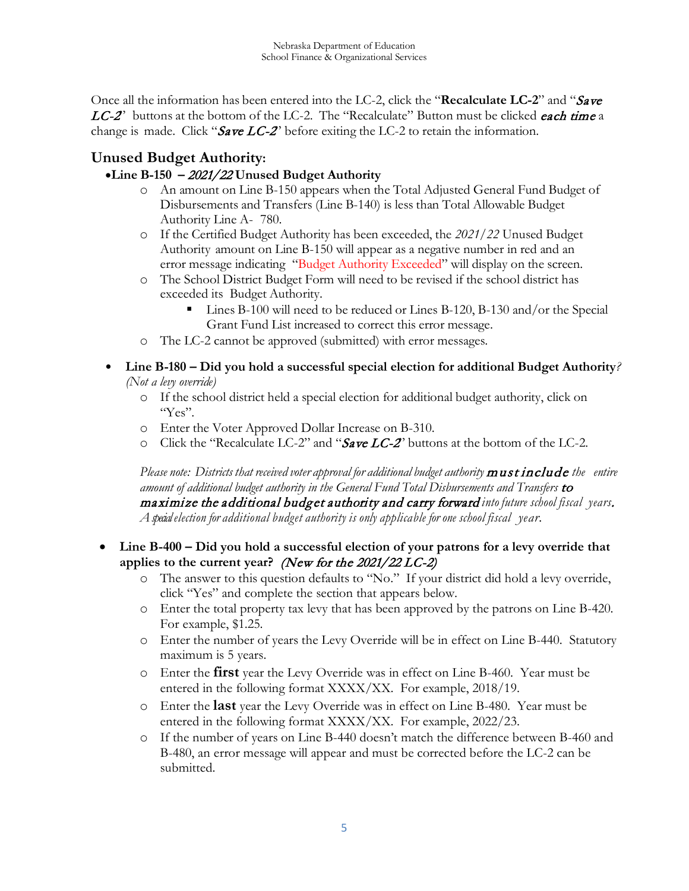Once all the information has been entered into the LC-2, click the "**Recalculate LC-2**" and "***Save LC-2***" buttons at the bottom of the LC-2. The "Recalculate" Button must be clicked ***each time*** a change is made. Click "***Save LC-2***" before exiting the LC-2 to retain the information.

## Unused Budget Authority:

- **Line B-150 – *2021/22* Unused Budget Authority**
  - An amount on Line B-150 appears when the Total Adjusted General Fund Budget of Disbursements and Transfers (Line B-140) is less than Total Allowable Budget Authority Line A- 780.
  - If the Certified Budget Authority has been exceeded, the *2021/22* Unused Budget Authority amount on Line B-150 will appear as a negative number in red and an error message indicating "Budget Authority Exceeded" will display on the screen.
  - The School District Budget Form will need to be revised if the school district has exceeded its Budget Authority.
    - Lines B-100 will need to be reduced or Lines B-120, B-130 and/or the Special Grant Fund List increased to correct this error message.
  - The LC-2 cannot be approved (submitted) with error messages.

- **Line B-180 – Did you hold a successful special election for additional Budget Authority**? *(Not a levy override)*
  - If the school district held a special election for additional budget authority, click on "Yes".
  - Enter the Voter Approved Dollar Increase on B-310.
  - Click the "Recalculate LC-2" and "***Save LC-2***" buttons at the bottom of the LC-2.

  *Please note: Districts that received voter approval for additional budget authority* ***must include*** *the entire amount of additional budget authority in the General Fund Total Disbursements and Transfers* ***to maximize the additional budget authority and carry forward*** *into future school fiscal years. A special election for additional budget authority is only applicable for one school fiscal year.*

- **Line B-400 – Did you hold a successful election of your patrons for a levy override that applies to the current year?** *(New for the 2021/22 LC-2)*
  - The answer to this question defaults to "No." If your district did hold a levy override, click "Yes" and complete the section that appears below.
  - Enter the total property tax levy that has been approved by the patrons on Line B-420. For example, $1.25.
  - Enter the number of years the Levy Override will be in effect on Line B-440. Statutory maximum is 5 years.
  - Enter the **first** year the Levy Override was in effect on Line B-460. Year must be entered in the following format XXXX/XX. For example, 2018/19.
  - Enter the **last** year the Levy Override was in effect on Line B-480. Year must be entered in the following format XXXX/XX. For example, 2022/23.
  - If the number of years on Line B-440 doesn't match the difference between B-460 and B-480, an error message will appear and must be corrected before the LC-2 can be submitted.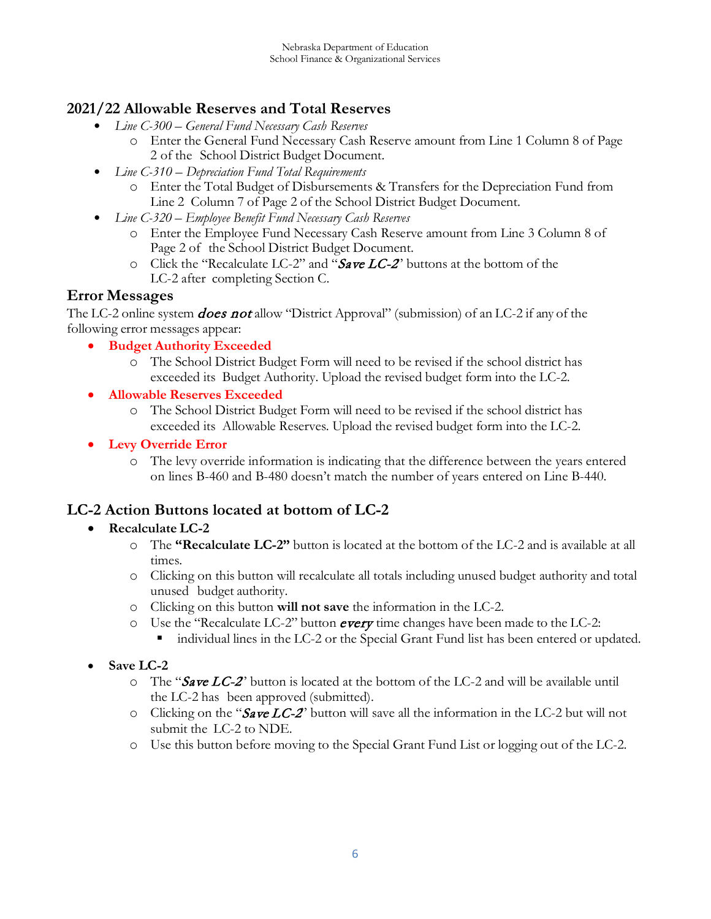## 2021/22 Allowable Reserves and Total Reserves

- *Line C-300 – General Fund Necessary Cash Reserves*
    - Enter the General Fund Necessary Cash Reserve amount from Line 1 Column 8 of Page 2 of the School District Budget Document.
- *Line C-310 – Depreciation Fund Total Requirements*
    - Enter the Total Budget of Disbursements & Transfers for the Depreciation Fund from Line 2 Column 7 of Page 2 of the School District Budget Document.
- *Line C-320 – Employee Benefit Fund Necessary Cash Reserves*
    - Enter the Employee Fund Necessary Cash Reserve amount from Line 3 Column 8 of Page 2 of the School District Budget Document.
    - Click the "Recalculate LC-2" and "***Save LC-2***" buttons at the bottom of the LC-2 after completing Section C.

## Error Messages

The LC-2 online system ***does not*** allow "District Approval" (submission) of an LC-2 if any of the following error messages appear:

- **Budget Authority Exceeded**
    - The School District Budget Form will need to be revised if the school district has exceeded its Budget Authority. Upload the revised budget form into the LC-2.
- **Allowable Reserves Exceeded**
    - The School District Budget Form will need to be revised if the school district has exceeded its Allowable Reserves. Upload the revised budget form into the LC-2.
- **Levy Override Error**
    - The levy override information is indicating that the difference between the years entered on lines B-460 and B-480 doesn't match the number of years entered on Line B-440.

## LC-2 Action Buttons located at bottom of LC-2

- **Recalculate LC-2**
    - The **"Recalculate LC-2"** button is located at the bottom of the LC-2 and is available at all times.
    - Clicking on this button will recalculate all totals including unused budget authority and total unused budget authority.
    - Clicking on this button **will not save** the information in the LC-2.
    - Use the "Recalculate LC-2" button ***every*** time changes have been made to the LC-2:
        - individual lines in the LC-2 or the Special Grant Fund list has been entered or updated.

- **Save LC-2**
    - The "***Save LC-2***" button is located at the bottom of the LC-2 and will be available until the LC-2 has been approved (submitted).
    - Clicking on the "***Save LC-2***" button will save all the information in the LC-2 but will not submit the LC-2 to NDE.
    - Use this button before moving to the Special Grant Fund List or logging out of the LC-2.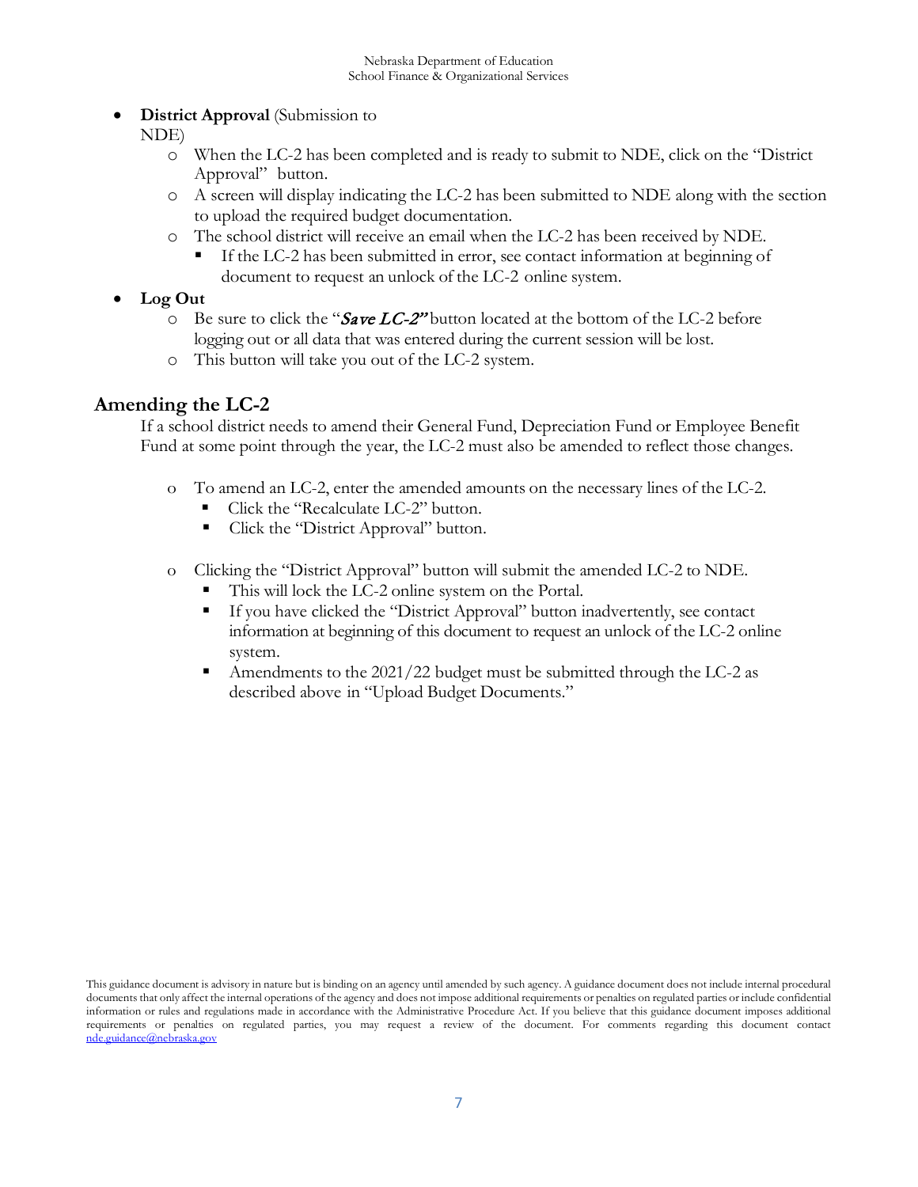- **District Approval** (Submission to NDE)
    - When the LC-2 has been completed and is ready to submit to NDE, click on the "District Approval" button.
    - A screen will display indicating the LC-2 has been submitted to NDE along with the section to upload the required budget documentation.
    - The school district will receive an email when the LC-2 has been received by NDE.
        - If the LC-2 has been submitted in error, see contact information at beginning of document to request an unlock of the LC-2 online system.
- **Log Out**
    - Be sure to click the "***Save LC-2"*** button located at the bottom of the LC-2 before logging out or all data that was entered during the current session will be lost.
    - This button will take you out of the LC-2 system.

## Amending the LC-2

If a school district needs to amend their General Fund, Depreciation Fund or Employee Benefit Fund at some point through the year, the LC-2 must also be amended to reflect those changes.

- To amend an LC-2, enter the amended amounts on the necessary lines of the LC-2.
    - Click the "Recalculate LC-2" button.
    - Click the "District Approval" button.

- Clicking the "District Approval" button will submit the amended LC-2 to NDE.
    - This will lock the LC-2 online system on the Portal.
    - If you have clicked the "District Approval" button inadvertently, see contact information at beginning of this document to request an unlock of the LC-2 online system.
    - Amendments to the 2021/22 budget must be submitted through the LC-2 as described above in "Upload Budget Documents."

This guidance document is advisory in nature but is binding on an agency until amended by such agency. A guidance document does not include internal procedural documents that only affect the internal operations of the agency and does not impose additional requirements or penalties on regulated parties or include confidential information or rules and regulations made in accordance with the Administrative Procedure Act. If you believe that this guidance document imposes additional requirements or penalties on regulated parties, you may request a review of the document. For comments regarding this document contact nde.guidance@nebraska.gov